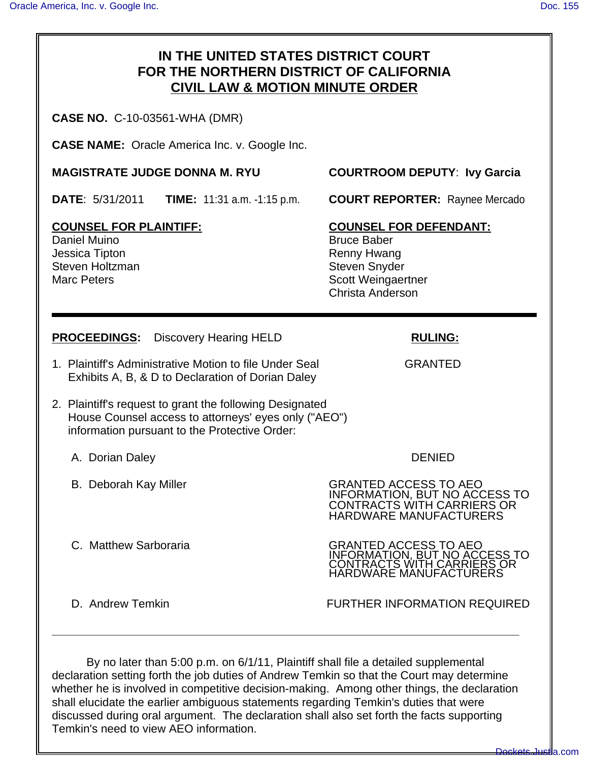# IN THE UNITED STATES DISTRICT COURT
# FOR THE NORTHERN DISTRICT OF CALIFORNIA
# CIVIL LAW & MOTION MINUTE ORDER

**CASE NO.** C-10-03561-WHA (DMR)

**CASE NAME:** Oracle America Inc. v. Google Inc.

**MAGISTRATE JUDGE DONNA M. RYU** | **COURTROOM DEPUTY**: **Ivy Garcia**

**DATE**: 5/31/2011 | **TIME:** 11:31 a.m. -1:15 p.m. | **COURT REPORTER:** Raynee Mercado

| **COUNSEL FOR PLAINTIFF:** | **COUNSEL FOR DEFENDANT:** |
|---|---|
| Daniel Muino | Bruce Baber |
| Jessica Tipton | Renny Hwang |
| Steven Holtzman | Steven Snyder |
| Marc Peters | Scott Weingaertner |
| | Christa Anderson |

---

**PROCEEDINGS:** Discovery Hearing HELD

| | **RULING:** |
|---|---|
| 1. Plaintiff's Administrative Motion to file Under Seal Exhibits A, B, & D to Declaration of Dorian Daley | GRANTED |
| 2. Plaintiff's request to grant the following Designated House Counsel access to attorneys' eyes only ("AEO") information pursuant to the Protective Order: | |
| A. Dorian Daley | DENIED |
| B. Deborah Kay Miller | GRANTED ACCESS TO AEO INFORMATION, BUT NO ACCESS TO CONTRACTS WITH CARRIERS OR HARDWARE MANUFACTURERS |
| C. Matthew Sarboraria | GRANTED ACCESS TO AEO INFORMATION, BUT NO ACCESS TO CONTRACTS WITH CARRIERS OR HARDWARE MANUFACTURERS |
| D. Andrew Temkin | FURTHER INFORMATION REQUIRED |

---

By no later than 5:00 p.m. on 6/1/11, Plaintiff shall file a detailed supplemental declaration setting forth the job duties of Andrew Temkin so that the Court may determine whether he is involved in competitive decision-making. Among other things, the declaration shall elucidate the earlier ambiguous statements regarding Temkin's duties that were discussed during oral argument. The declaration shall also set forth the facts supporting Temkin's need to view AEO information.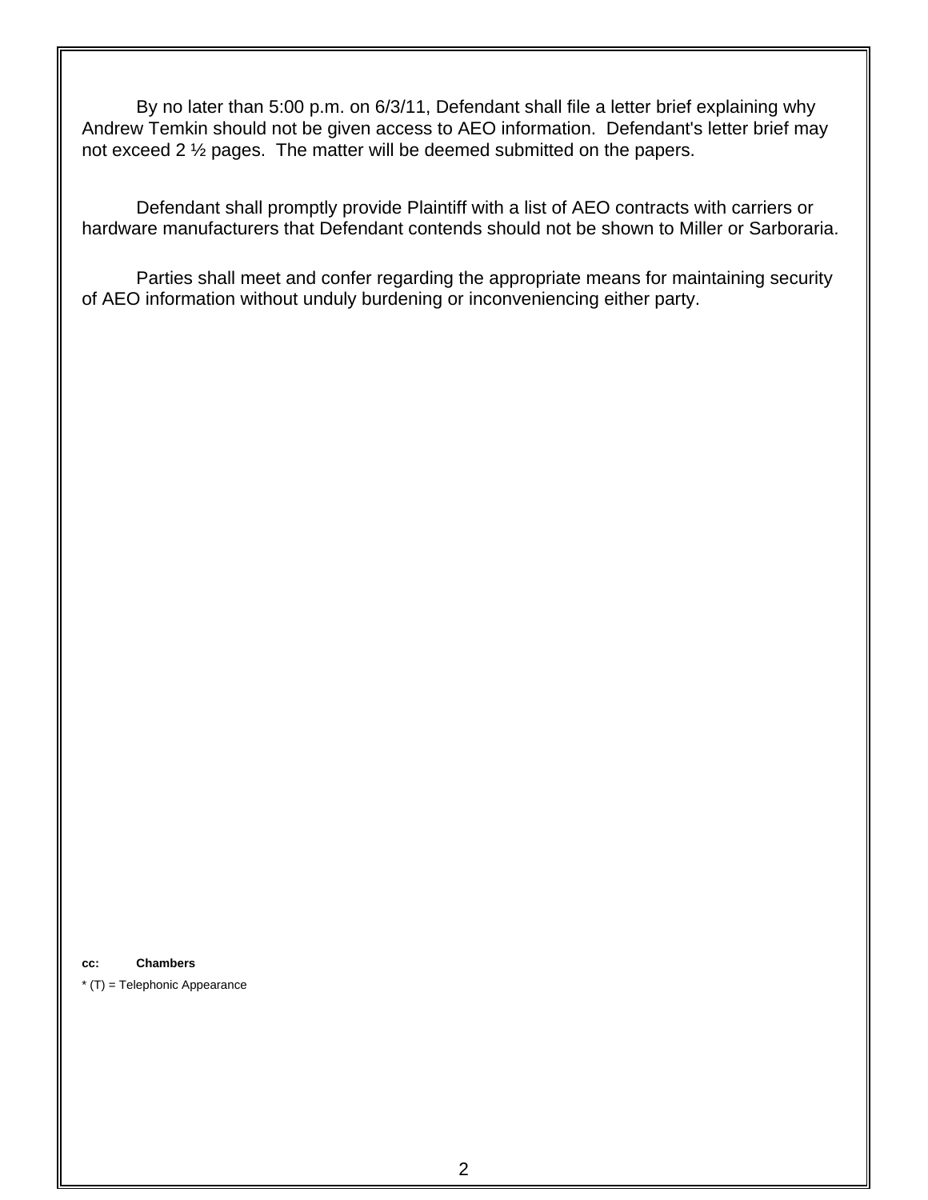By no later than 5:00 p.m. on 6/3/11, Defendant shall file a letter brief explaining why Andrew Temkin should not be given access to AEO information. Defendant's letter brief may not exceed 2 ½ pages. The matter will be deemed submitted on the papers.

Defendant shall promptly provide Plaintiff with a list of AEO contracts with carriers or hardware manufacturers that Defendant contends should not be shown to Miller or Sarboraria.

Parties shall meet and confer regarding the appropriate means for maintaining security of AEO information without unduly burdening or inconveniencing either party.

**cc: Chambers**

* (T) = Telephonic Appearance